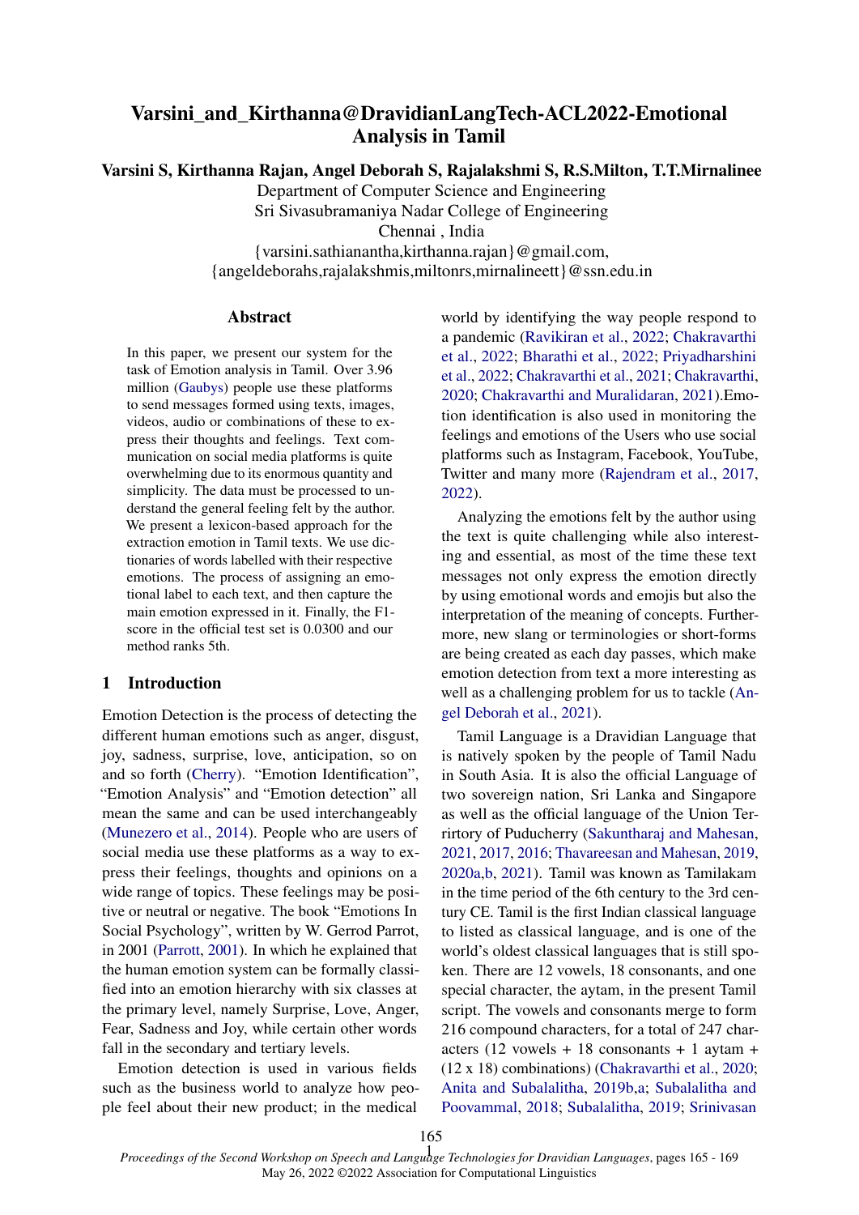# Varsini_and_Kirthanna@DravidianLangTech-ACL2022-Emotional Analysis in Tamil

**Varsini S, Kirthanna Rajan, Angel Deborah S, Rajalakshmi S, R.S.Milton, T.T.Mirnalinee**

Department of Computer Science and Engineering
Sri Sivasubramaniya Nadar College of Engineering
Chennai , India
{varsini.sathianantha,kirthanna.rajan}@gmail.com,
{angeldeborahs,rajalakshmis,miltonrs,mirnalineett}@ssn.edu.in

## Abstract

In this paper, we present our system for the task of Emotion analysis in Tamil. Over 3.96 million (Gaubys) people use these platforms to send messages formed using texts, images, videos, audio or combinations of these to express their thoughts and feelings. Text communication on social media platforms is quite overwhelming due to its enormous quantity and simplicity. The data must be processed to understand the general feeling felt by the author. We present a lexicon-based approach for the extraction emotion in Tamil texts. We use dictionaries of words labelled with their respective emotions. The process of assigning an emotional label to each text, and then capture the main emotion expressed in it. Finally, the F1-score in the official test set is 0.0300 and our method ranks 5th.

## 1 Introduction

Emotion Detection is the process of detecting the different human emotions such as anger, disgust, joy, sadness, surprise, love, anticipation, so on and so forth (Cherry). "Emotion Identification", "Emotion Analysis" and "Emotion detection" all mean the same and can be used interchangeably (Munezero et al., 2014). People who are users of social media use these platforms as a way to express their feelings, thoughts and opinions on a wide range of topics. These feelings may be positive or neutral or negative. The book "Emotions In Social Psychology", written by W. Gerrod Parrot, in 2001 (Parrott, 2001). In which he explained that the human emotion system can be formally classified into an emotion hierarchy with six classes at the primary level, namely Surprise, Love, Anger, Fear, Sadness and Joy, while certain other words fall in the secondary and tertiary levels.

Emotion detection is used in various fields such as the business world to analyze how people feel about their new product; in the medical world by identifying the way people respond to a pandemic (Ravikiran et al., 2022; Chakravarthi et al., 2022; Bharathi et al., 2022; Priyadharshini et al., 2022; Chakravarthi et al., 2021; Chakravarthi, 2020; Chakravarthi and Muralidaran, 2021).Emotion identification is also used in monitoring the feelings and emotions of the Users who use social platforms such as Instagram, Facebook, YouTube, Twitter and many more (Rajendram et al., 2017, 2022).

Analyzing the emotions felt by the author using the text is quite challenging while also interesting and essential, as most of the time these text messages not only express the emotion directly by using emotional words and emojis but also the interpretation of the meaning of concepts. Furthermore, new slang or terminologies or short-forms are being created as each day passes, which make emotion detection from text a more interesting as well as a challenging problem for us to tackle (Angel Deborah et al., 2021).

Tamil Language is a Dravidian Language that is natively spoken by the people of Tamil Nadu in South Asia. It is also the official Language of two sovereign nation, Sri Lanka and Singapore as well as the official language of the Union Territory of Puducherry (Sakuntharaj and Mahesan, 2021, 2017, 2016; Thavareesan and Mahesan, 2019, 2020a,b, 2021). Tamil was known as Tamilakam in the time period of the 6th century to the 3rd century CE. Tamil is the first Indian classical language to listed as classical language, and is one of the world's oldest classical languages that is still spoken. There are 12 vowels, 18 consonants, and one special character, the aytam, in the present Tamil script. The vowels and consonants merge to form 216 compound characters, for a total of 247 characters (12 vowels + 18 consonants + 1 aytam + (12 x 18) combinations) (Chakravarthi et al., 2020; Anita and Subalalitha, 2019b,a; Subalalitha and Poovammal, 2018; Subalalitha, 2019; Srinivasan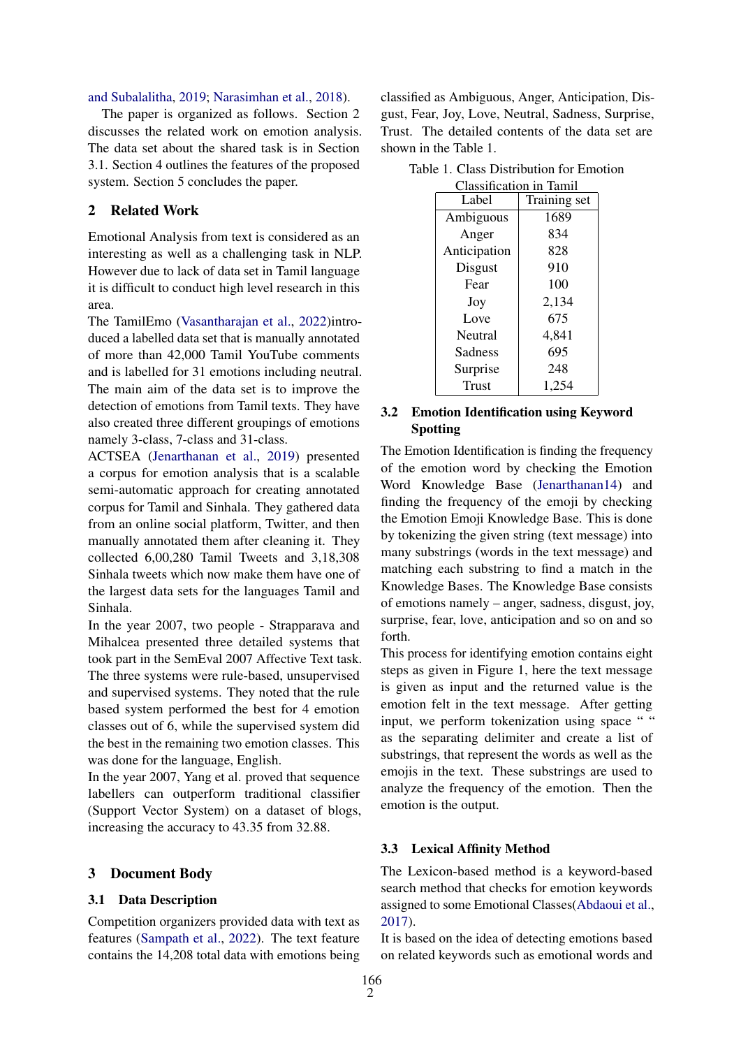and Subalalitha, 2019; Narasimhan et al., 2018).

The paper is organized as follows. Section 2 discusses the related work on emotion analysis. The data set about the shared task is in Section 3.1. Section 4 outlines the features of the proposed system. Section 5 concludes the paper.

## 2 Related Work

Emotional Analysis from text is considered as an interesting as well as a challenging task in NLP. However due to lack of data set in Tamil language it is difficult to conduct high level research in this area.

The TamilEmo (Vasantharajan et al., 2022)introduced a labelled data set that is manually annotated of more than 42,000 Tamil YouTube comments and is labelled for 31 emotions including neutral. The main aim of the data set is to improve the detection of emotions from Tamil texts. They have also created three different groupings of emotions namely 3-class, 7-class and 31-class.

ACTSEA (Jenarthanan et al., 2019) presented a corpus for emotion analysis that is manually annotated a scalable semi-automatic approach for creating annotated corpus for Tamil and Sinhala. They gathered data from an online social platform, Twitter, and then manually annotated them after cleaning it. They collected 6,00,280 Tamil Tweets and 3,18,308 Sinhala tweets which now make them have one of the largest data sets for the languages Tamil and Sinhala.

In the year 2007, two people - Strapparava and Mihalcea presented three detailed systems that took part in the SemEval 2007 Affective Text task. The three systems were rule-based, unsupervised and supervised systems. They noted that the rule based system performed the best for 4 emotion classes out of 6, while the supervised system did the best in the remaining two emotion classes. This was done for the language, English.

In the year 2007, Yang et al. proved that sequence labellers can outperform traditional classifier (Support Vector System) on a dataset of blogs, increasing the accuracy to 43.35 from 32.88.

## 3 Document Body

### 3.1 Data Description

Competition organizers provided data with text as features (Sampath et al., 2022). The text feature contains the 14,208 total data with emotions being classified as Ambiguous, Anger, Anticipation, Disgust, Fear, Joy, Love, Neutral, Sadness, Surprise, Trust. The detailed contents of the data set are shown in the Table 1.

Table 1. Class Distribution for Emotion Classification in Tamil

| Label | Training set |
|---|---|
| Ambiguous | 1689 |
| Anger | 834 |
| Anticipation | 828 |
| Disgust | 910 |
| Fear | 100 |
| Joy | 2,134 |
| Love | 675 |
| Neutral | 4,841 |
| Sadness | 695 |
| Surprise | 248 |
| Trust | 1,254 |

### 3.2 Emotion Identification using Keyword Spotting

The Emotion Identification is finding the frequency of the emotion word by checking the Emotion Word Knowledge Base (Jenarthanan14) and finding the frequency of the emoji by checking the Emotion Emoji Knowledge Base. This is done by tokenizing the given string (text message) into many substrings (words in the text message) and matching each substring to find a match in the Knowledge Bases. The Knowledge Base consists of emotions namely – anger, sadness, disgust, joy, surprise, fear, love, anticipation and so on and so forth.

This process for identifying emotion contains eight steps as given in Figure 1, here the text message is given as input and the returned value is the emotion felt in the text message. After getting input, we perform tokenization using space " " as the separating delimiter and create a list of substrings, that represent the words as well as the emojis in the text. These substrings are used to analyze the frequency of the emotion. Then the emotion is the output.

### 3.3 Lexical Affinity Method

The Lexicon-based method is a keyword-based search method that checks for emotion keywords assigned to some Emotional Classes(Abdaoui et al., 2017).

It is based on the idea of detecting emotions based on related keywords such as emotional words and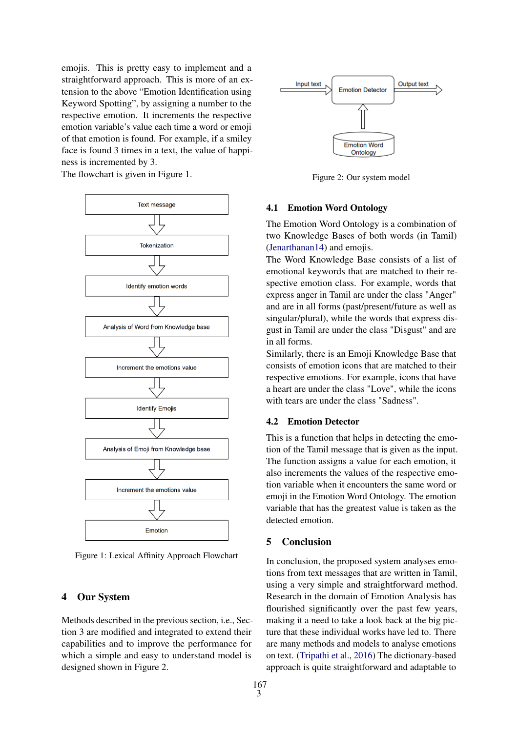emojis. This is pretty easy to implement and a straightforward approach. This is more of an extension to the above "Emotion Identification using Keyword Spotting", by assigning a number to the respective emotion. It increments the respective emotion variable's value each time a word or emoji of that emotion is found. For example, if a smiley face is found 3 times in a text, the value of happiness is incremented by 3.
The flowchart is given in Figure 1.

Text message
Tokenization
Identify emotion words
Analysis of Word from Knowledge base
Increment the emotions value
Identify Emojis
Analysis of Emoji from Knowledge base
Increment the emotions value
Emotion

Figure 1: Lexical Affinity Approach Flowchart

## 4 Our System

Methods described in the previous section, i.e., Section 3 are modified and integrated to extend their capabilities and to improve the performance for which a simple and easy to understand model is designed shown in Figure 2.

Input text
Emotion Detector
Output text
Emotion Word Ontology

Figure 2: Our system model

### 4.1 Emotion Word Ontology

The Emotion Word Ontology is a combination of two Knowledge Bases of both words (in Tamil) (Jenarthanan14) and emojis.
The Word Knowledge Base consists of a list of emotional keywords that are matched to their respective emotion class. For example, words that express anger in Tamil are under the class "Anger" and are in all forms (past/present/future as well as singular/plural), while the words that express disgust in Tamil are under the class "Disgust" and are in all forms.
Similarly, there is an Emoji Knowledge Base that consists of emotion icons that are matched to their respective emotions. For example, icons that have a heart are under the class "Love", while the icons with tears are under the class "Sadness".

### 4.2 Emotion Detector

This is a function that helps in detecting the emotion of the Tamil message that is given as the input. The function assigns a value for each emotion, it also increments the values of the respective emotion variable when it encounters the same word or emoji in the Emotion Word Ontology. The emotion variable that has the greatest value is taken as the detected emotion.

## 5 Conclusion

In conclusion, the proposed system analyses emotions from text messages that are written in Tamil, using a very simple and straightforward method. Research in the domain of Emotion Analysis has flourished significantly over the past few years, making it a need to take a look back at the big picture that these individual works have led to. There are many methods and models to analyse emotions on text. (Tripathi et al., 2016) The dictionary-based approach is quite straightforward and adaptable to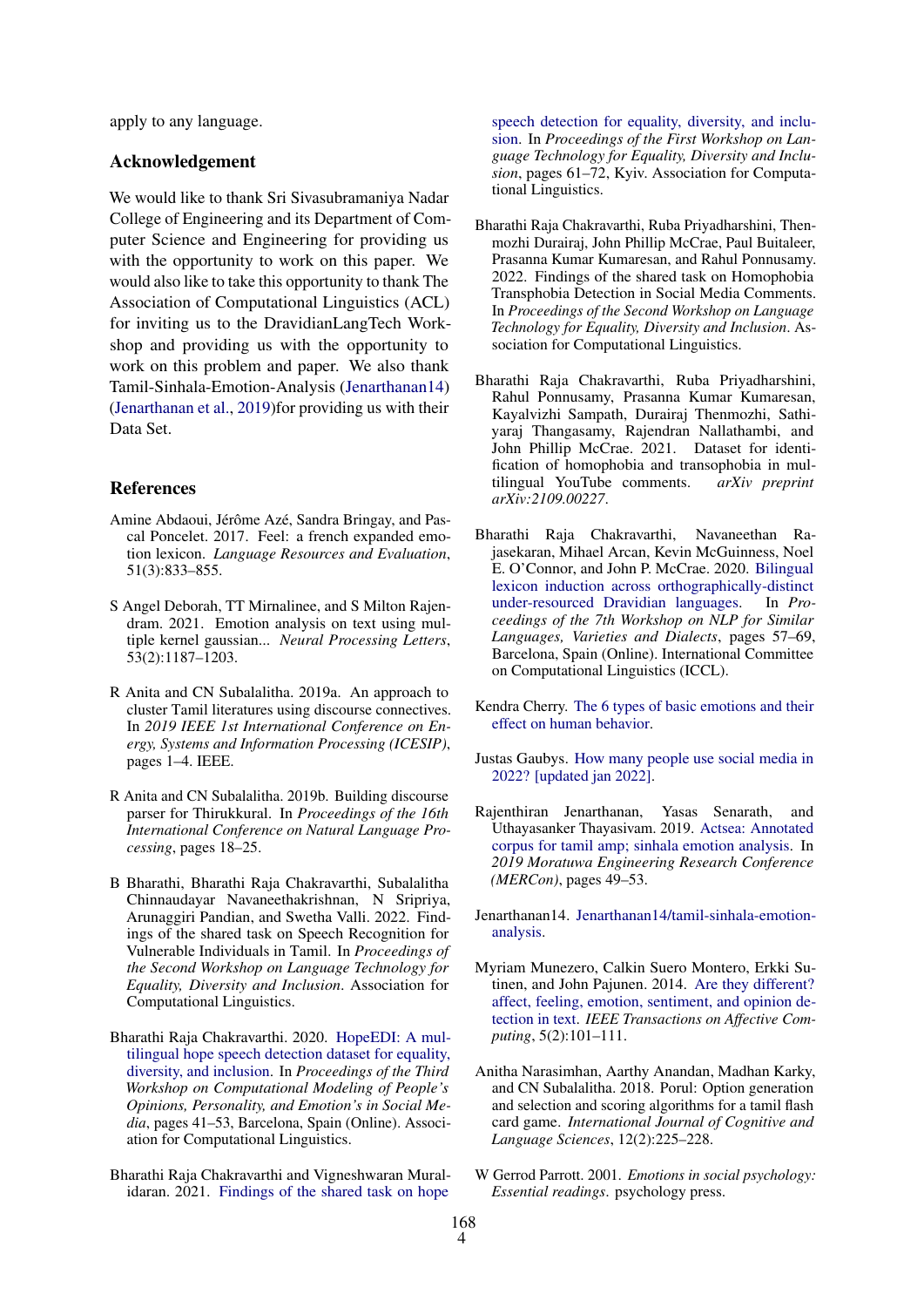apply to any language.

## Acknowledgement

We would like to thank Sri Sivasubramaniya Nadar College of Engineering and its Department of Computer Science and Engineering for providing us with the opportunity to work on this paper. We would also like to take this opportunity to thank The Association of Computational Linguistics (ACL) for inviting us to the DravidianLangTech Workshop and providing us with the opportunity to work on this problem and paper. We also thank Tamil-Sinhala-Emotion-Analysis (Jenarthanan14) (Jenarthanan et al., 2019)for providing us with their Data Set.

## References

Amine Abdaoui, Jérôme Azé, Sandra Bringay, and Pascal Poncelet. 2017. Feel: a french expanded emotion lexicon. *Language Resources and Evaluation*, 51(3):833–855.

S Angel Deborah, TT Mirnalinee, and S Milton Rajendram. 2021. Emotion analysis on text using multiple kernel gaussian... *Neural Processing Letters*, 53(2):1187–1203.

R Anita and CN Subalalitha. 2019a. An approach to cluster Tamil literatures using discourse connectives. In *2019 IEEE 1st International Conference on Energy, Systems and Information Processing (ICESIP)*, pages 1–4. IEEE.

R Anita and CN Subalalitha. 2019b. Building discourse parser for Thirukkural. In *Proceedings of the 16th International Conference on Natural Language Processing*, pages 18–25.

B Bharathi, Bharathi Raja Chakravarthi, Subalalitha Chinnaudayar Navaneethakrishnan, N Sripriya, Arunaggiri Pandian, and Swetha Valli. 2022. Findings of the shared task on Speech Recognition for Vulnerable Individuals in Tamil. In *Proceedings of the Second Workshop on Language Technology for Equality, Diversity and Inclusion*. Association for Computational Linguistics.

Bharathi Raja Chakravarthi. 2020. HopeEDI: A multilingual hope speech detection dataset for equality, diversity, and inclusion. In *Proceedings of the Third Workshop on Computational Modeling of People's Opinions, Personality, and Emotion's in Social Media*, pages 41–53, Barcelona, Spain (Online). Association for Computational Linguistics.

Bharathi Raja Chakravarthi and Vigneshwaran Muralidaran. 2021. Findings of the shared task on hope speech detection for equality, diversity, and inclusion. In *Proceedings of the First Workshop on Language Technology for Equality, Diversity and Inclusion*, pages 61–72, Kyiv. Association for Computational Linguistics.

Bharathi Raja Chakravarthi, Ruba Priyadharshini, Thenmozhi Durairaj, John Phillip McCrae, Paul Buitaleer, Prasanna Kumar Kumaresan, and Rahul Ponnusamy. 2022. Findings of the shared task on Homophobia Transphobia Detection in Social Media Comments. In *Proceedings of the Second Workshop on Language Technology for Equality, Diversity and Inclusion*. Association for Computational Linguistics.

Bharathi Raja Chakravarthi, Ruba Priyadharshini, Rahul Ponnusamy, Prasanna Kumar Kumaresan, Kayalvizhi Sampath, Durairaj Thenmozhi, Sathiyaraj Thangasamy, Rajendran Nallathambi, and John Phillip McCrae. 2021. Dataset for identification of homophobia and transophobia in multilingual YouTube comments. *arXiv preprint arXiv:2109.00227*.

Bharathi Raja Chakravarthi, Navaneethan Rajasekaran, Mihael Arcan, Kevin McGuinness, Noel E. O'Connor, and John P. McCrae. 2020. Bilingual lexicon induction across orthographically-distinct under-resourced Dravidian languages. In *Proceedings of the 7th Workshop on NLP for Similar Languages, Varieties and Dialects*, pages 57–69, Barcelona, Spain (Online). International Committee on Computational Linguistics (ICCL).

Kendra Cherry. The 6 types of basic emotions and their effect on human behavior.

Justas Gaubys. How many people use social media in 2022? [updated jan 2022].

Rajenthiran Jenarthanan, Yasas Senarath, and Uthayasanker Thayasivam. 2019. Actsea: Annotated corpus for tamil amp; sinhala emotion analysis. In *2019 Moratuwa Engineering Research Conference (MERCon)*, pages 49–53.

Jenarthanan14. Jenarthanan14/tamil-sinhala-emotion-analysis.

Myriam Munezero, Calkin Suero Montero, Erkki Sutinen, and John Pajunen. 2014. Are they different? affect, feeling, emotion, sentiment, and opinion detection in text. *IEEE Transactions on Affective Computing*, 5(2):101–111.

Anitha Narasimhan, Aarthy Anandan, Madhan Karky, and CN Subalalitha. 2018. Porul: Option generation and selection and scoring algorithms for a tamil flash card game. *International Journal of Cognitive and Language Sciences*, 12(2):225–228.

W Gerrod Parrott. 2001. *Emotions in social psychology: Essential readings*. psychology press.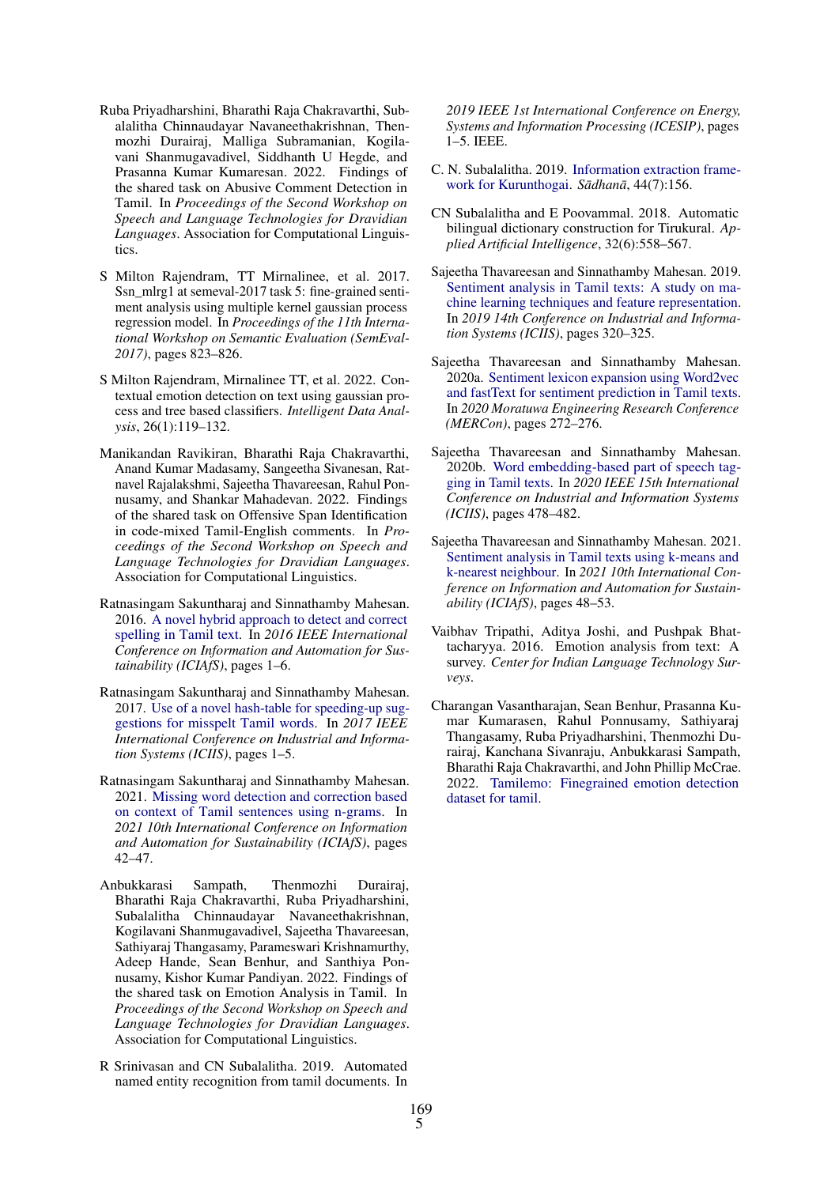Ruba Priyadharshini, Bharathi Raja Chakravarthi, Subalalitha Chinnaudayar Navaneethakrishnan, Thenmozhi Durairaj, Malliga Subramanian, Kogilavani Shanmugavadivel, Siddhanth U Hegde, and Prasanna Kumar Kumaresan. 2022. Findings of the shared task on Abusive Comment Detection in Tamil. In *Proceedings of the Second Workshop on Speech and Language Technologies for Dravidian Languages*. Association for Computational Linguistics.

S Milton Rajendram, TT Mirnalinee, et al. 2017. Ssn_mlrg1 at semeval-2017 task 5: fine-grained sentiment analysis using multiple kernel gaussian process regression model. In *Proceedings of the 11th International Workshop on Semantic Evaluation (SemEval-2017)*, pages 823–826.

S Milton Rajendram, Mirnalinee TT, et al. 2022. Contextual emotion detection on text using gaussian process and tree based classifiers. *Intelligent Data Analysis*, 26(1):119–132.

Manikandan Ravikiran, Bharathi Raja Chakravarthi, Anand Kumar Madasamy, Sangeetha Sivanesan, Ratnavel Rajalakshmi, Sajeetha Thavareesan, Rahul Ponnusamy, and Shankar Mahadevan. 2022. Findings of the shared task on Offensive Span Identification in code-mixed Tamil-English comments. In *Proceedings of the Second Workshop on Speech and Language Technologies for Dravidian Languages*. Association for Computational Linguistics.

Ratnasingam Sakuntharaj and Sinnathamby Mahesan. 2016. A novel hybrid approach to detect and correct spelling in Tamil text. In *2016 IEEE International Conference on Information and Automation for Sustainability (ICIAfS)*, pages 1–6.

Ratnasingam Sakuntharaj and Sinnathamby Mahesan. 2017. Use of a novel hash-table for speeding-up suggestions for misspelt Tamil words. In *2017 IEEE International Conference on Industrial and Information Systems (ICIIS)*, pages 1–5.

Ratnasingam Sakuntharaj and Sinnathamby Mahesan. 2021. Missing word detection and correction based on context of Tamil sentences using n-grams. In *2021 10th International Conference on Information and Automation for Sustainability (ICIAfS)*, pages 42–47.

Anbukkarasi Sampath, Thenmozhi Durairaj, Bharathi Raja Chakravarthi, Ruba Priyadharshini, Subalalitha Chinnaudayar Navaneethakrishnan, Kogilavani Shanmugavadivel, Sajeetha Thavareesan, Sathiyaraj Thangasamy, Parameswari Krishnamurthy, Adeep Hande, Sean Benhur, and Santhiya Ponnusamy, Kishor Kumar Pandiyan. 2022. Findings of the shared task on Emotion Analysis in Tamil. In *Proceedings of the Second Workshop on Speech and Language Technologies for Dravidian Languages*. Association for Computational Linguistics.

R Srinivasan and CN Subalalitha. 2019. Automated named entity recognition from tamil documents. In *2019 IEEE 1st International Conference on Energy, Systems and Information Processing (ICESIP)*, pages 1–5. IEEE.

C. N. Subalalitha. 2019. Information extraction framework for Kurunthogai. *Sādhanā*, 44(7):156.

CN Subalalitha and E Poovammal. 2018. Automatic bilingual dictionary construction for Tirukural. *Applied Artificial Intelligence*, 32(6):558–567.

Sajeetha Thavareesan and Sinnathamby Mahesan. 2019. Sentiment analysis in Tamil texts: A study on machine learning techniques and feature representation. In *2019 14th Conference on Industrial and Information Systems (ICIIS)*, pages 320–325.

Sajeetha Thavareesan and Sinnathamby Mahesan. 2020a. Sentiment lexicon expansion using Word2vec and fastText for sentiment prediction in Tamil texts. In *2020 Moratuwa Engineering Research Conference (MERCon)*, pages 272–276.

Sajeetha Thavareesan and Sinnathamby Mahesan. 2020b. Word embedding-based part of speech tagging in Tamil texts. In *2020 IEEE 15th International Conference on Industrial and Information Systems (ICIIS)*, pages 478–482.

Sajeetha Thavareesan and Sinnathamby Mahesan. 2021. Sentiment analysis in Tamil texts using k-means and k-nearest neighbour. In *2021 10th International Conference on Information and Automation for Sustainability (ICIAfS)*, pages 48–53.

Vaibhav Tripathi, Aditya Joshi, and Pushpak Bhattacharyya. 2016. Emotion analysis from text: A survey. *Center for Indian Language Technology Surveys*.

Charangan Vasantharajan, Sean Benhur, Prasanna Kumar Kumarasen, Rahul Ponnusamy, Sathiyaraj Thangasamy, Ruba Priyadharshini, Thenmozhi Durairaj, Kanchana Sivanraju, Anbukkarasi Sampath, Bharathi Raja Chakravarthi, and John Phillip McCrae. 2022. Tamilemo: Finegrained emotion detection dataset for tamil.